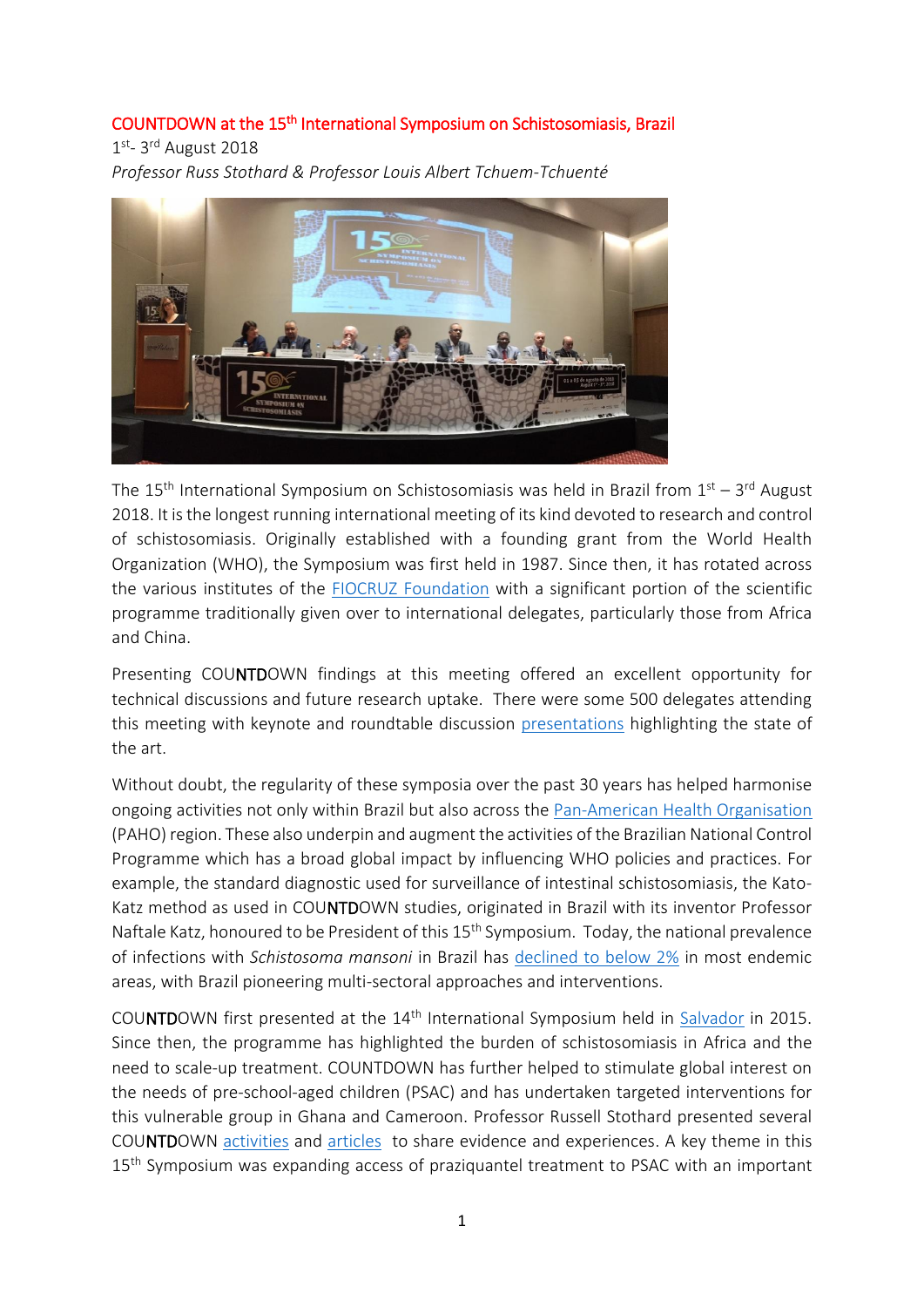# COUNTDOWN at the 15th International Symposium on Schistosomiasis, Brazil

1st- 3rd August 2018

*Professor Russ Stothard & Professor Louis Albert Tchuem-Tchuenté*

The 15th International Symposium on Schistosomiasis was held in Brazil from 1st – 3rd August 2018. It is the longest running international meeting of its kind devoted to research and control of schistosomiasis. Originally established with a founding grant from the World Health Organization (WHO), the Symposium was first held in 1987. Since then, it has rotated across the various institutes of the FIOCRUZ Foundation with a significant portion of the scientific programme traditionally given over to international delegates, particularly those from Africa and China.

Presenting COUNTDOWN findings at this meeting offered an excellent opportunity for technical discussions and future research uptake. There were some 500 delegates attending this meeting with keynote and roundtable discussion presentations highlighting the state of the art.

Without doubt, the regularity of these symposia over the past 30 years has helped harmonise ongoing activities not only within Brazil but also across the Pan-American Health Organisation (PAHO) region. These also underpin and augment the activities of the Brazilian National Control Programme which has a broad global impact by influencing WHO policies and practices. For example, the standard diagnostic used for surveillance of intestinal schistosomiasis, the Kato-Katz method as used in COUNTDOWN studies, originated in Brazil with its inventor Professor Naftale Katz, honoured to be President of this 15th Symposium. Today, the national prevalence of infections with *Schistosoma mansoni* in Brazil has declined to below 2% in most endemic areas, with Brazil pioneering multi-sectoral approaches and interventions.

COUNTDOWN first presented at the 14th International Symposium held in Salvador in 2015. Since then, the programme has highlighted the burden of schistosomiasis in Africa and the need to scale-up treatment. COUNTDOWN has further helped to stimulate global interest on the needs of pre-school-aged children (PSAC) and has undertaken targeted interventions for this vulnerable group in Ghana and Cameroon. Professor Russell Stothard presented several COUNTDOWN activities and articles to share evidence and experiences. A key theme in this 15th Symposium was expanding access of praziquantel treatment to PSAC with an important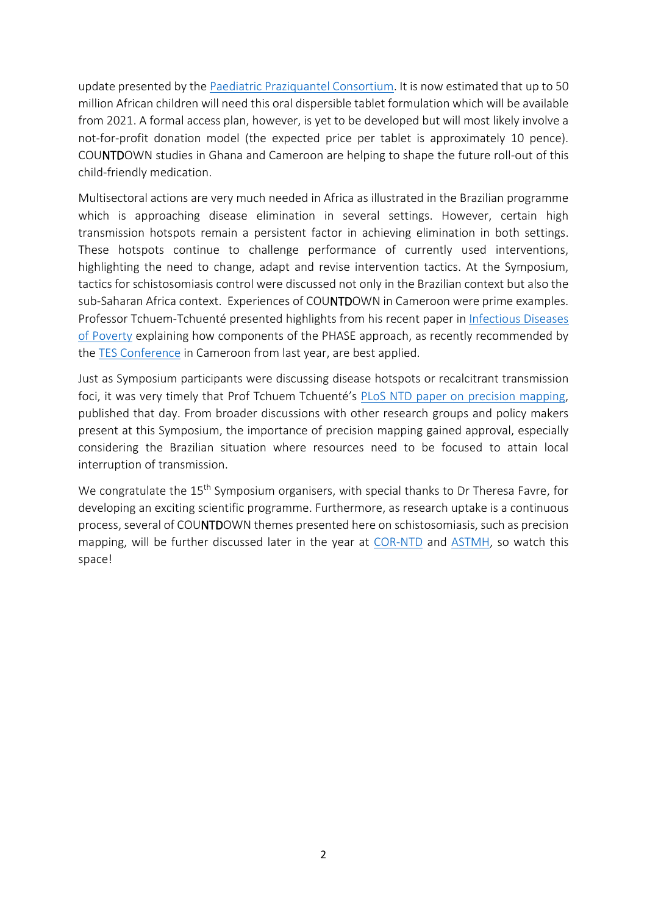update presented by the Paediatric Praziquantel Consortium. It is now estimated that up to 50 million African children will need this oral dispersible tablet formulation which will be available from 2021. A formal access plan, however, is yet to be developed but will most likely involve a not-for-profit donation model (the expected price per tablet is approximately 10 pence). COU**NTD**OWN studies in Ghana and Cameroon are helping to shape the future roll-out of this child-friendly medication.

Multisectoral actions are very much needed in Africa as illustrated in the Brazilian programme which is approaching disease elimination in several settings. However, certain high transmission hotspots remain a persistent factor in achieving elimination in both settings. These hotspots continue to challenge performance of currently used interventions, highlighting the need to change, adapt and revise intervention tactics. At the Symposium, tactics for schistosomiasis control were discussed not only in the Brazilian context but also the sub-Saharan Africa context. Experiences of COU**NTD**OWN in Cameroon were prime examples. Professor Tchuem-Tchuenté presented highlights from his recent paper in Infectious Diseases of Poverty explaining how components of the PHASE approach, as recently recommended by the TES Conference in Cameroon from last year, are best applied.

Just as Symposium participants were discussing disease hotspots or recalcitrant transmission foci, it was very timely that Prof Tchuem Tchuenté's PLoS NTD paper on precision mapping, published that day. From broader discussions with other research groups and policy makers present at this Symposium, the importance of precision mapping gained approval, especially considering the Brazilian situation where resources need to be focused to attain local interruption of transmission.

We congratulate the 15th Symposium organisers, with special thanks to Dr Theresa Favre, for developing an exciting scientific programme. Furthermore, as research uptake is a continuous process, several of COU**NTD**OWN themes presented here on schistosomiasis, such as precision mapping, will be further discussed later in the year at COR-NTD and ASTMH, so watch this space!